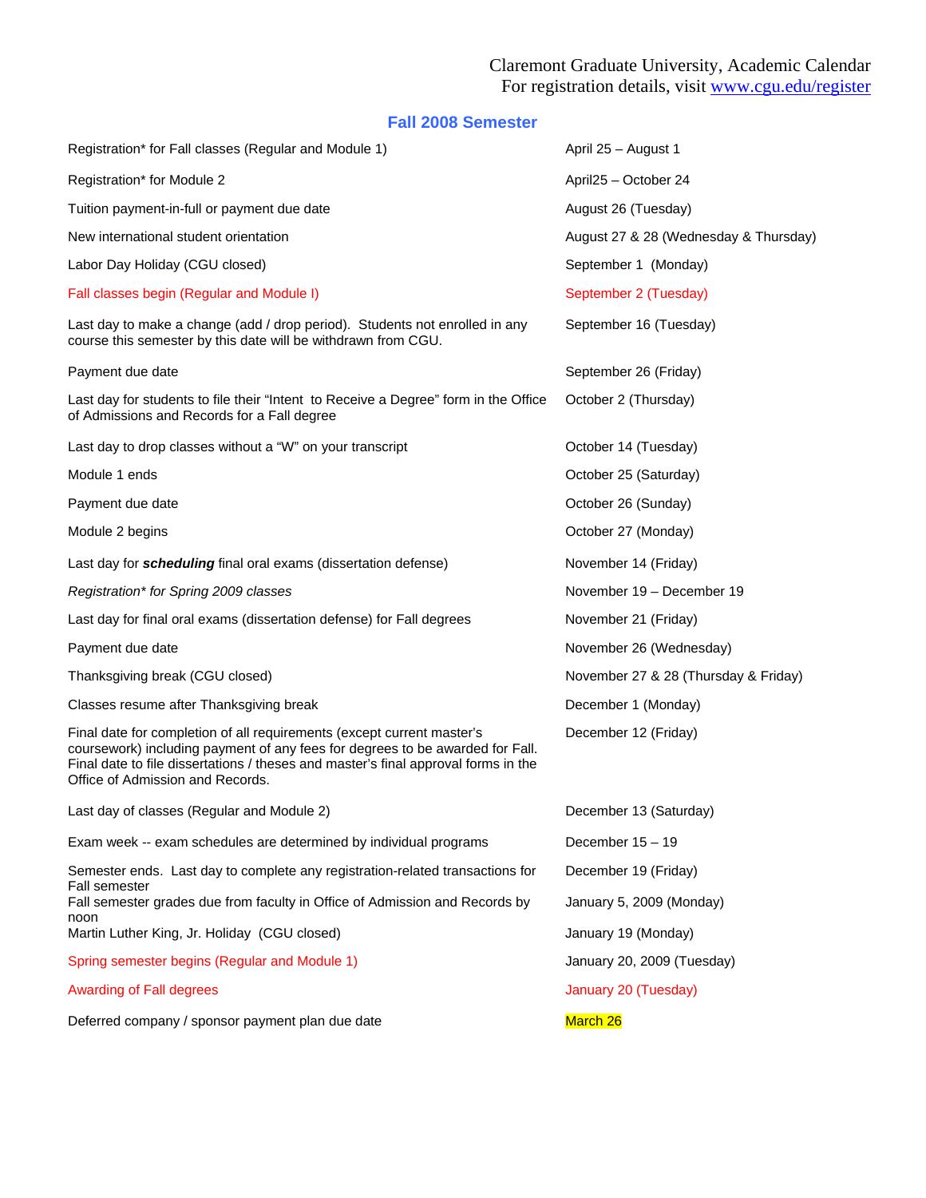Claremont Graduate University, Academic Calendar
For registration details, visit [www.cgu.edu/register](http://www.cgu.edu/register)

## Fall 2008 Semester

| Event | Date |
|---|---|
| Registration* for Fall classes (Regular and Module 1) | April 25 – August 1 |
| Registration* for Module 2 | April25 – October 24 |
| Tuition payment-in-full or payment due date | August 26 (Tuesday) |
| New international student orientation | August 27 & 28 (Wednesday & Thursday) |
| Labor Day Holiday (CGU closed) | September 1 (Monday) |
| Fall classes begin (Regular and Module I) | September 2 (Tuesday) |
| Last day to make a change (add / drop period). Students not enrolled in any course this semester by this date will be withdrawn from CGU. | September 16 (Tuesday) |
| Payment due date | September 26 (Friday) |
| Last day for students to file their "Intent to Receive a Degree" form in the Office of Admissions and Records for a Fall degree | October 2 (Thursday) |
| Last day to drop classes without a "W" on your transcript | October 14 (Tuesday) |
| Module 1 ends | October 25 (Saturday) |
| Payment due date | October 26 (Sunday) |
| Module 2 begins | October 27 (Monday) |
| Last day for ***scheduling*** final oral exams (dissertation defense) | November 14 (Friday) |
| *Registration* for Spring 2009 classes* | November 19 – December 19 |
| Last day for final oral exams (dissertation defense) for Fall degrees | November 21 (Friday) |
| Payment due date | November 26 (Wednesday) |
| Thanksgiving break (CGU closed) | November 27 & 28 (Thursday & Friday) |
| Classes resume after Thanksgiving break | December 1 (Monday) |
| Final date for completion of all requirements (except current master's coursework) including payment of any fees for degrees to be awarded for Fall. Final date to file dissertations / theses and master's final approval forms in the Office of Admission and Records. | December 12 (Friday) |
| Last day of classes (Regular and Module 2) | December 13 (Saturday) |
| Exam week -- exam schedules are determined by individual programs | December 15 – 19 |
| Semester ends. Last day to complete any registration-related transactions for Fall semester | December 19 (Friday) |
| Fall semester grades due from faculty in Office of Admission and Records by noon | January 5, 2009 (Monday) |
| Martin Luther King, Jr. Holiday (CGU closed) | January 19 (Monday) |
| Spring semester begins (Regular and Module 1) | January 20, 2009 (Tuesday) |
| Awarding of Fall degrees | January 20 (Tuesday) |
| Deferred company / sponsor payment plan due date | March 26 |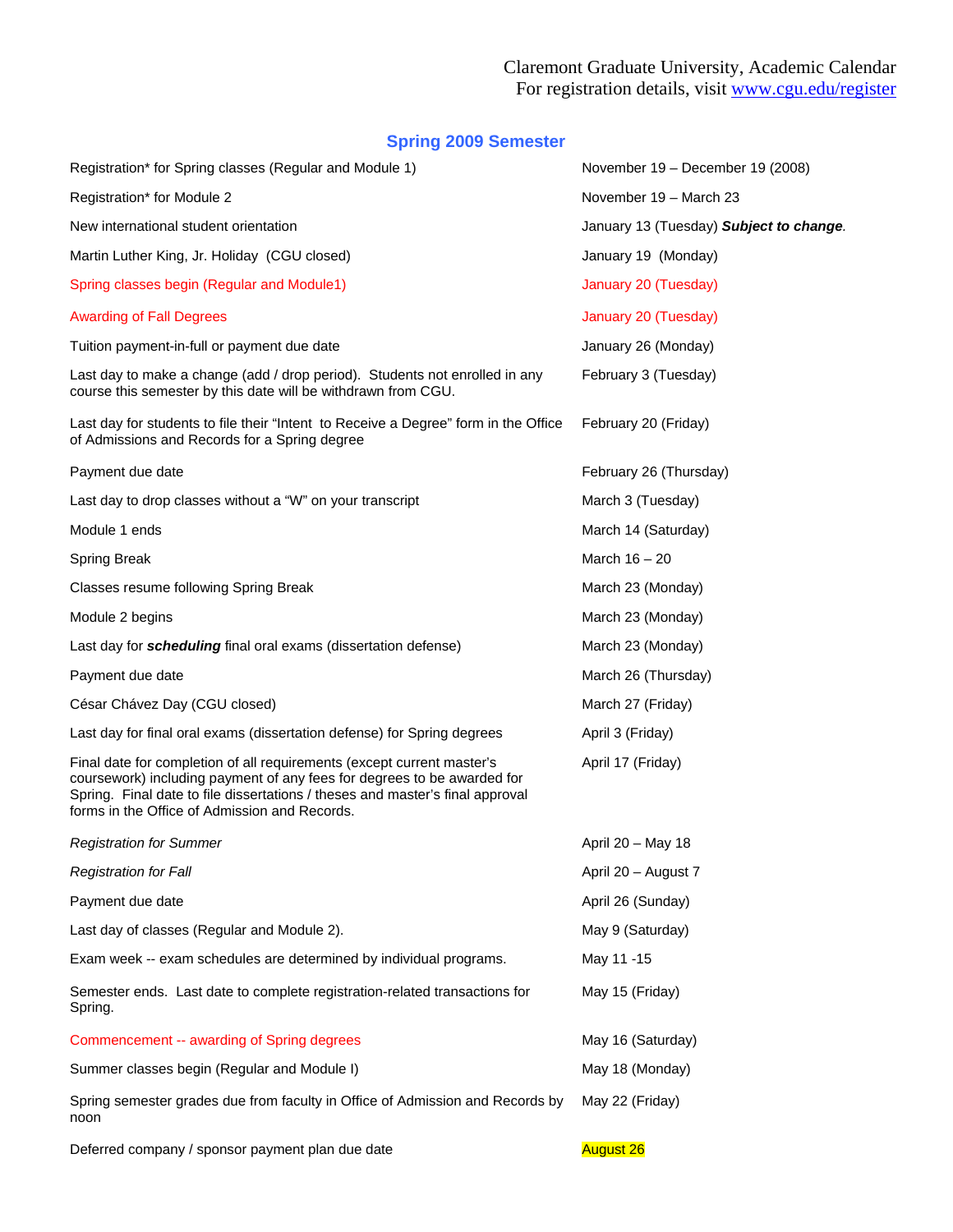Claremont Graduate University, Academic Calendar
For registration details, visit www.cgu.edu/register

## Spring 2009 Semester

| | |
|---|---|
| Registration* for Spring classes (Regular and Module 1) | November 19 – December 19 (2008) |
| Registration* for Module 2 | November 19 – March 23 |
| New international student orientation | January 13 (Tuesday) ***Subject to change.*** |
| Martin Luther King, Jr. Holiday (CGU closed) | January 19 (Monday) |
| Spring classes begin (Regular and Module1) | January 20 (Tuesday) |
| Awarding of Fall Degrees | January 20 (Tuesday) |
| Tuition payment-in-full or payment due date | January 26 (Monday) |
| Last day to make a change (add / drop period). Students not enrolled in any course this semester by this date will be withdrawn from CGU. | February 3 (Tuesday) |
| Last day for students to file their "Intent to Receive a Degree" form in the Office of Admissions and Records for a Spring degree | February 20 (Friday) |
| Payment due date | February 26 (Thursday) |
| Last day to drop classes without a "W" on your transcript | March 3 (Tuesday) |
| Module 1 ends | March 14 (Saturday) |
| Spring Break | March 16 – 20 |
| Classes resume following Spring Break | March 23 (Monday) |
| Module 2 begins | March 23 (Monday) |
| Last day for ***scheduling*** final oral exams (dissertation defense) | March 23 (Monday) |
| Payment due date | March 26 (Thursday) |
| César Chávez Day (CGU closed) | March 27 (Friday) |
| Last day for final oral exams (dissertation defense) for Spring degrees | April 3 (Friday) |
| Final date for completion of all requirements (except current master's coursework) including payment of any fees for degrees to be awarded for Spring. Final date to file dissertations / theses and master's final approval forms in the Office of Admission and Records. | April 17 (Friday) |
| *Registration for Summer* | April 20 – May 18 |
| *Registration for Fall* | April 20 – August 7 |
| Payment due date | April 26 (Sunday) |
| Last day of classes (Regular and Module 2). | May 9 (Saturday) |
| Exam week -- exam schedules are determined by individual programs. | May 11 -15 |
| Semester ends. Last date to complete registration-related transactions for Spring. | May 15 (Friday) |
| Commencement -- awarding of Spring degrees | May 16 (Saturday) |
| Summer classes begin (Regular and Module I) | May 18 (Monday) |
| Spring semester grades due from faculty in Office of Admission and Records by noon | May 22 (Friday) |
| Deferred company / sponsor payment plan due date | August 26 |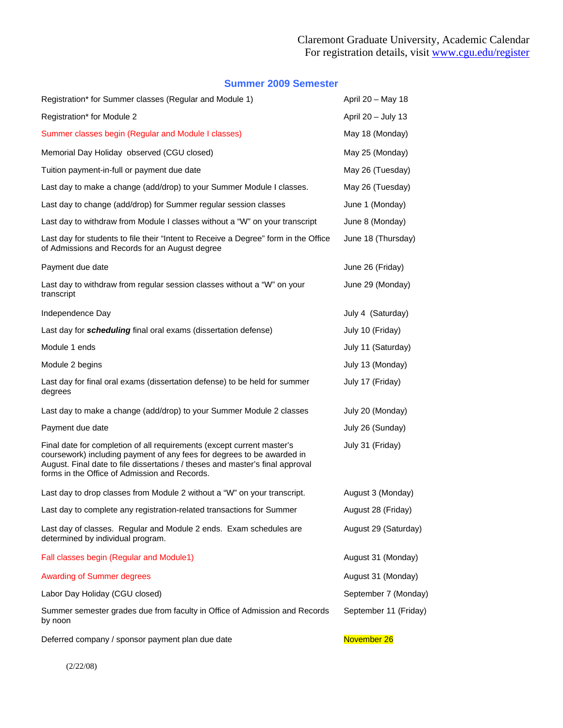Claremont Graduate University, Academic Calendar
For registration details, visit www.cgu.edu/register

## Summer 2009 Semester

| | |
|---|---|
| Registration* for Summer classes (Regular and Module 1) | April 20 – May 18 |
| Registration* for Module 2 | April 20 – July 13 |
| Summer classes begin (Regular and Module I classes) | May 18 (Monday) |
| Memorial Day Holiday observed (CGU closed) | May 25 (Monday) |
| Tuition payment-in-full or payment due date | May 26 (Tuesday) |
| Last day to make a change (add/drop) to your Summer Module I classes. | May 26 (Tuesday) |
| Last day to change (add/drop) for Summer regular session classes | June 1 (Monday) |
| Last day to withdraw from Module I classes without a "W" on your transcript | June 8 (Monday) |
| Last day for students to file their "Intent to Receive a Degree" form in the Office of Admissions and Records for an August degree | June 18 (Thursday) |
| Payment due date | June 26 (Friday) |
| Last day to withdraw from regular session classes without a "W" on your transcript | June 29 (Monday) |
| Independence Day | July 4 (Saturday) |
| Last day for ***scheduling*** final oral exams (dissertation defense) | July 10 (Friday) |
| Module 1 ends | July 11 (Saturday) |
| Module 2 begins | July 13 (Monday) |
| Last day for final oral exams (dissertation defense) to be held for summer degrees | July 17 (Friday) |
| Last day to make a change (add/drop) to your Summer Module 2 classes | July 20 (Monday) |
| Payment due date | July 26 (Sunday) |
| Final date for completion of all requirements (except current master's coursework) including payment of any fees for degrees to be awarded in August. Final date to file dissertations / theses and master's final approval forms in the Office of Admission and Records. | July 31 (Friday) |
| Last day to drop classes from Module 2 without a "W" on your transcript. | August 3 (Monday) |
| Last day to complete any registration-related transactions for Summer | August 28 (Friday) |
| Last day of classes. Regular and Module 2 ends. Exam schedules are determined by individual program. | August 29 (Saturday) |
| Fall classes begin (Regular and Module1) | August 31 (Monday) |
| Awarding of Summer degrees | August 31 (Monday) |
| Labor Day Holiday (CGU closed) | September 7 (Monday) |
| Summer semester grades due from faculty in Office of Admission and Records by noon | September 11 (Friday) |
| Deferred company / sponsor payment plan due date | November 26 |

(2/22/08)